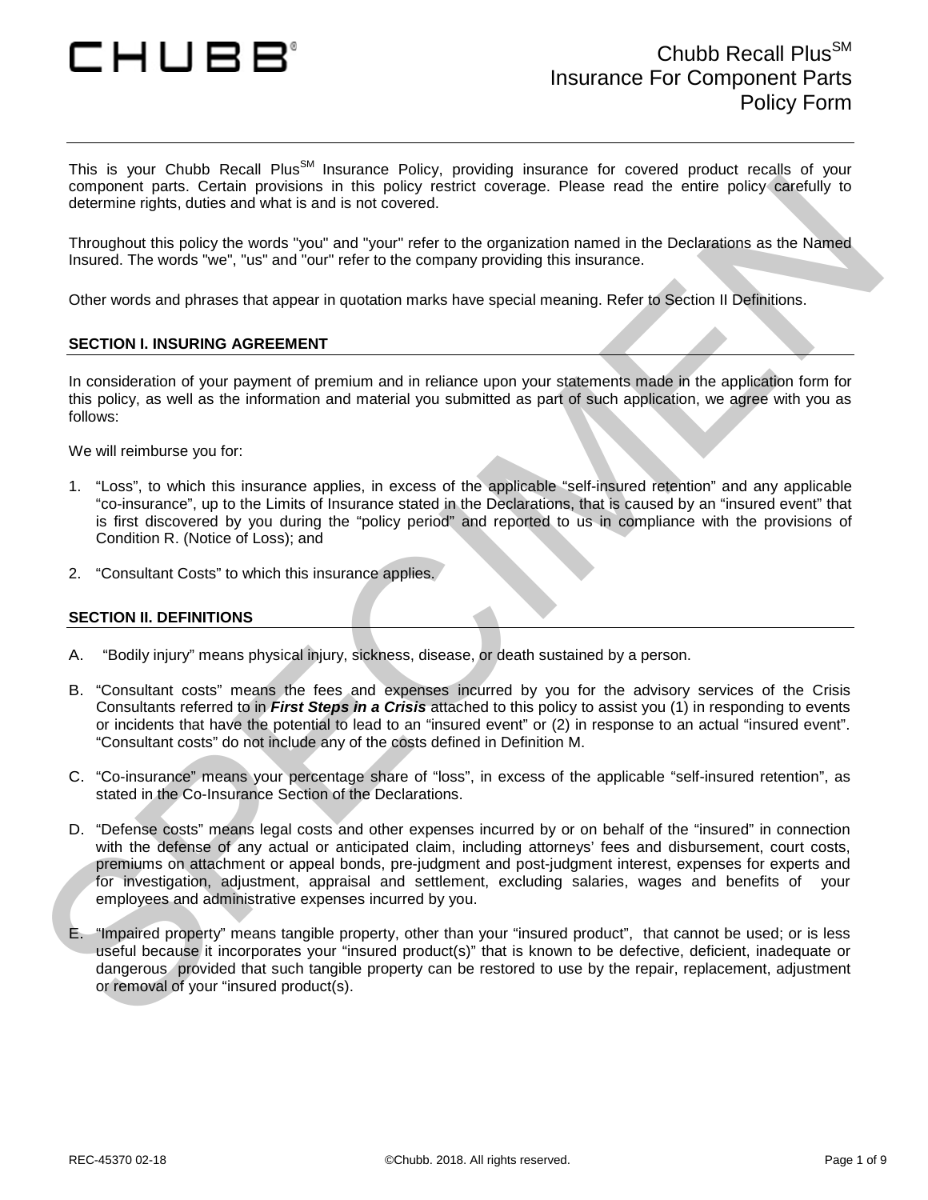CHUBB®

# Chubb Recall Plus^SM Insurance For Component Parts Policy Form

This is your Chubb Recall Plus^SM Insurance Policy, providing insurance for covered product recalls of your component parts. Certain provisions in this policy restrict coverage. Please read the entire policy carefully to determine rights, duties and what is and is not covered.

Throughout this policy the words "you" and "your" refer to the organization named in the Declarations as the Named Insured. The words "we", "us" and "our" refer to the company providing this insurance.

Other words and phrases that appear in quotation marks have special meaning. Refer to Section II Definitions.

## SECTION I. INSURING AGREEMENT

In consideration of your payment of premium and in reliance upon your statements made in the application form for this policy, as well as the information and material you submitted as part of such application, we agree with you as follows:

We will reimburse you for:

1. "Loss", to which this insurance applies, in excess of the applicable "self-insured retention" and any applicable "co-insurance", up to the Limits of Insurance stated in the Declarations, that is caused by an "insured event" that is first discovered by you during the "policy period" and reported to us in compliance with the provisions of Condition R. (Notice of Loss); and
2. "Consultant Costs" to which this insurance applies.

## SECTION II. DEFINITIONS

A. "Bodily injury" means physical injury, sickness, disease, or death sustained by a person.

B. "Consultant costs" means the fees and expenses incurred by you for the advisory services of the Crisis Consultants referred to in ***First Steps in a Crisis*** attached to this policy to assist you (1) in responding to events or incidents that have the potential to lead to an "insured event" or (2) in response to an actual "insured event". "Consultant costs" do not include any of the costs defined in Definition M.

C. "Co-insurance" means your percentage share of "loss", in excess of the applicable "self-insured retention", as stated in the Co-Insurance Section of the Declarations.

D. "Defense costs" means legal costs and other expenses incurred by or on behalf of the "insured" in connection with the defense of any actual or anticipated claim, including attorneys' fees and disbursement, court costs, premiums on attachment or appeal bonds, pre-judgment and post-judgment interest, expenses for experts and for investigation, adjustment, appraisal and settlement, excluding salaries, wages and benefits of your employees and administrative expenses incurred by you.

E. "Impaired property" means tangible property, other than your "insured product", that cannot be used; or is less useful because it incorporates your "insured product(s)" that is known to be defective, deficient, inadequate or dangerous provided that such tangible property can be restored to use by the repair, replacement, adjustment or removal of your "insured product(s).

REC-45370 02-18 ©Chubb. 2018. All rights reserved.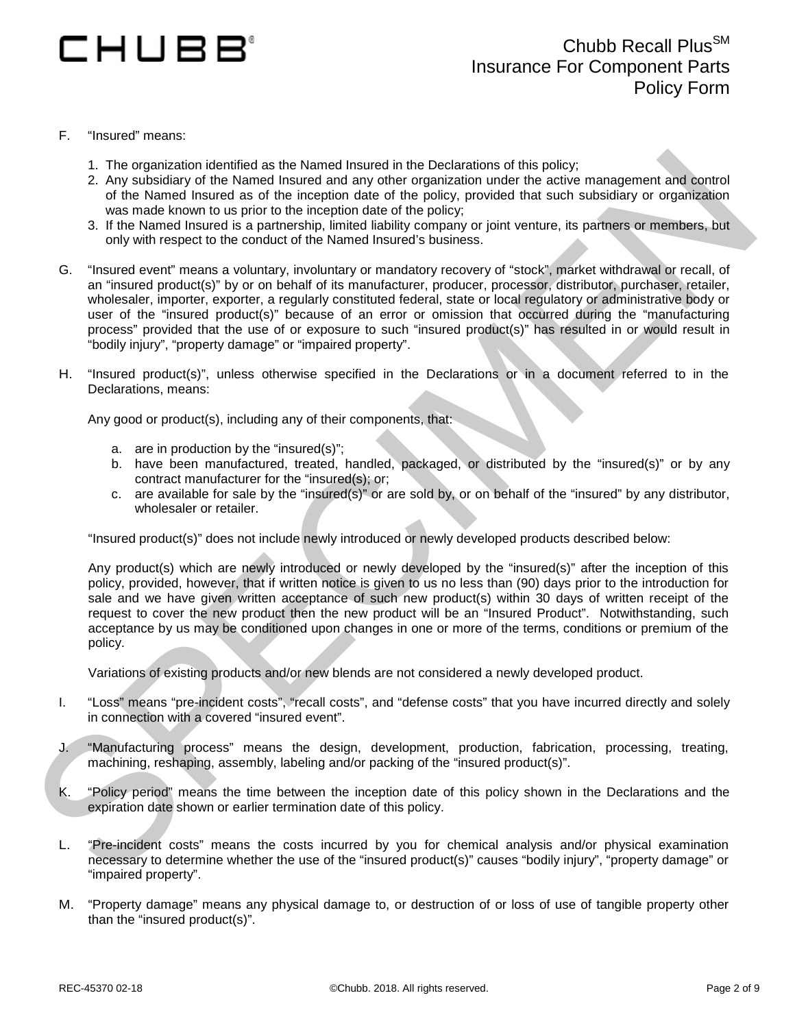F. "Insured" means:

1. The organization identified as the Named Insured in the Declarations of this policy;
2. Any subsidiary of the Named Insured and any other organization under the active management and control of the Named Insured as of the inception date of the policy, provided that such subsidiary or organization was made known to us prior to the inception date of the policy;
3. If the Named Insured is a partnership, limited liability company or joint venture, its partners or members, but only with respect to the conduct of the Named Insured's business.

G. "Insured event" means a voluntary, involuntary or mandatory recovery of "stock", market withdrawal or recall, of an "insured product(s)" by or on behalf of its manufacturer, producer, processor, distributor, purchaser, retailer, wholesaler, importer, exporter, a regularly constituted federal, state or local regulatory or administrative body or user of the "insured product(s)" because of an error or omission that occurred during the "manufacturing process" provided that the use of or exposure to such "insured product(s)" has resulted in or would result in "bodily injury", "property damage" or "impaired property".

H. "Insured product(s)", unless otherwise specified in the Declarations or in a document referred to in the Declarations, means:

Any good or product(s), including any of their components, that:

a. are in production by the "insured(s)";
b. have been manufactured, treated, handled, packaged, or distributed by the "insured(s)" or by any contract manufacturer for the "insured(s); or;
c. are available for sale by the "insured(s)" or are sold by, or on behalf of the "insured" by any distributor, wholesaler or retailer.

"Insured product(s)" does not include newly introduced or newly developed products described below:

Any product(s) which are newly introduced or newly developed by the "insured(s)" after the inception of this policy, provided, however, that if written notice is given to us no less than (90) days prior to the introduction for sale and we have given written acceptance of such new product(s) within 30 days of written receipt of the request to cover the new product then the new product will be an "Insured Product". Notwithstanding, such acceptance by us may be conditioned upon changes in one or more of the terms, conditions or premium of the policy.

Variations of existing products and/or new blends are not considered a newly developed product.

I. "Loss" means "pre-incident costs", "recall costs", and "defense costs" that you have incurred directly and solely in connection with a covered "insured event".

J. "Manufacturing process" means the design, development, production, fabrication, processing, treating, machining, reshaping, assembly, labeling and/or packing of the "insured product(s)".

K. "Policy period" means the time between the inception date of this policy shown in the Declarations and the expiration date shown or earlier termination date of this policy.

L. "Pre-incident costs" means the costs incurred by you for chemical analysis and/or physical examination necessary to determine whether the use of the "insured product(s)" causes "bodily injury", "property damage" or "impaired property".

M. "Property damage" means any physical damage to, or destruction of or loss of use of tangible property other than the "insured product(s)".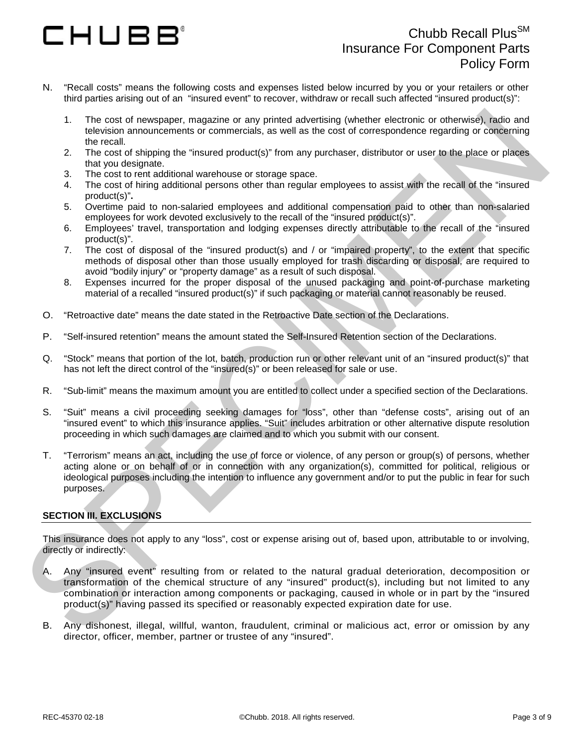N. "Recall costs" means the following costs and expenses listed below incurred by you or your retailers or other third parties arising out of an "insured event" to recover, withdraw or recall such affected "insured product(s)":

   1. The cost of newspaper, magazine or any printed advertising (whether electronic or otherwise), radio and television announcements or commercials, as well as the cost of correspondence regarding or concerning the recall.
   2. The cost of shipping the "insured product(s)" from any purchaser, distributor or user to the place or places that you designate.
   3. The cost to rent additional warehouse or storage space.
   4. The cost of hiring additional persons other than regular employees to assist with the recall of the "insured product(s)".
   5. Overtime paid to non-salaried employees and additional compensation paid to other than non-salaried employees for work devoted exclusively to the recall of the "insured product(s)".
   6. Employees' travel, transportation and lodging expenses directly attributable to the recall of the "insured product(s)".
   7. The cost of disposal of the "insured product(s) and / or "impaired property", to the extent that specific methods of disposal other than those usually employed for trash discarding or disposal, are required to avoid "bodily injury" or "property damage" as a result of such disposal.
   8. Expenses incurred for the proper disposal of the unused packaging and point-of-purchase marketing material of a recalled "insured product(s)" if such packaging or material cannot reasonably be reused.

O. "Retroactive date" means the date stated in the Retroactive Date section of the Declarations.

P. "Self-insured retention" means the amount stated the Self-Insured Retention section of the Declarations.

Q. "Stock" means that portion of the lot, batch, production run or other relevant unit of an "insured product(s)" that has not left the direct control of the "insured(s)" or been released for sale or use.

R. "Sub-limit" means the maximum amount you are entitled to collect under a specified section of the Declarations.

S. "Suit" means a civil proceeding seeking damages for "loss", other than "defense costs", arising out of an "insured event" to which this insurance applies. "Suit" includes arbitration or other alternative dispute resolution proceeding in which such damages are claimed and to which you submit with our consent.

T. "Terrorism" means an act, including the use of force or violence, of any person or group(s) of persons, whether acting alone or on behalf of or in connection with any organization(s), committed for political, religious or ideological purposes including the intention to influence any government and/or to put the public in fear for such purposes.

## SECTION III. EXCLUSIONS

This insurance does not apply to any "loss", cost or expense arising out of, based upon, attributable to or involving, directly or indirectly:

A. Any "insured event" resulting from or related to the natural gradual deterioration, decomposition or transformation of the chemical structure of any "insured" product(s), including but not limited to any combination or interaction among components or packaging, caused in whole or in part by the "insured product(s)" having passed its specified or reasonably expected expiration date for use.

B. Any dishonest, illegal, willful, wanton, fraudulent, criminal or malicious act, error or omission by any director, officer, member, partner or trustee of any "insured".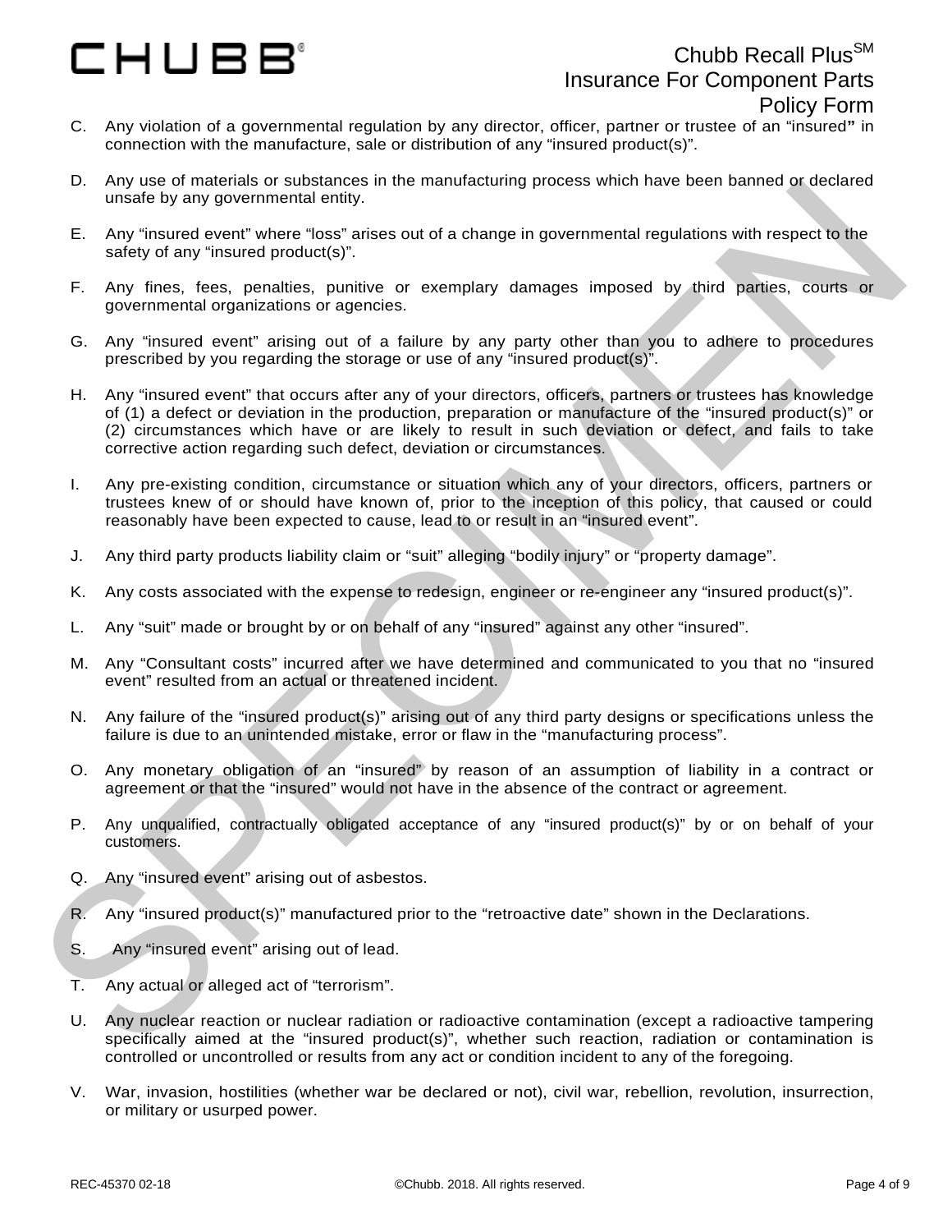C. Any violation of a governmental regulation by any director, officer, partner or trustee of an "insured" in connection with the manufacture, sale or distribution of any "insured product(s)".

D. Any use of materials or substances in the manufacturing process which have been banned or declared unsafe by any governmental entity.

E. Any "insured event" where "loss" arises out of a change in governmental regulations with respect to the safety of any "insured product(s)".

F. Any fines, fees, penalties, punitive or exemplary damages imposed by third parties, courts or governmental organizations or agencies.

G. Any "insured event" arising out of a failure by any party other than you to adhere to procedures prescribed by you regarding the storage or use of any "insured product(s)".

H. Any "insured event" that occurs after any of your directors, officers, partners or trustees has knowledge of (1) a defect or deviation in the production, preparation or manufacture of the "insured product(s)" or (2) circumstances which have or are likely to result in such deviation or defect, and fails to take corrective action regarding such defect, deviation or circumstances.

I. Any pre-existing condition, circumstance or situation which any of your directors, officers, partners or trustees knew of or should have known of, prior to the inception of this policy, that caused or could reasonably have been expected to cause, lead to or result in an "insured event".

J. Any third party products liability claim or "suit" alleging "bodily injury" or "property damage".

K. Any costs associated with the expense to redesign, engineer or re-engineer any "insured product(s)".

L. Any "suit" made or brought by or on behalf of any "insured" against any other "insured".

M. Any "Consultant costs" incurred after we have determined and communicated to you that no "insured event" resulted from an actual or threatened incident.

N. Any failure of the "insured product(s)" arising out of any third party designs or specifications unless the failure is due to an unintended mistake, error or flaw in the "manufacturing process".

O. Any monetary obligation of an "insured" by reason of an assumption of liability in a contract or agreement or that the "insured" would not have in the absence of the contract or agreement.

P. Any unqualified, contractually obligated acceptance of any "insured product(s)" by or on behalf of your customers.

Q. Any "insured event" arising out of asbestos.

R. Any "insured product(s)" manufactured prior to the "retroactive date" shown in the Declarations.

S. Any "insured event" arising out of lead.

T. Any actual or alleged act of "terrorism".

U. Any nuclear reaction or nuclear radiation or radioactive contamination (except a radioactive tampering specifically aimed at the "insured product(s)", whether such reaction, radiation or contamination is controlled or uncontrolled or results from any act or condition incident to any of the foregoing.

V. War, invasion, hostilities (whether war be declared or not), civil war, rebellion, revolution, insurrection, or military or usurped power.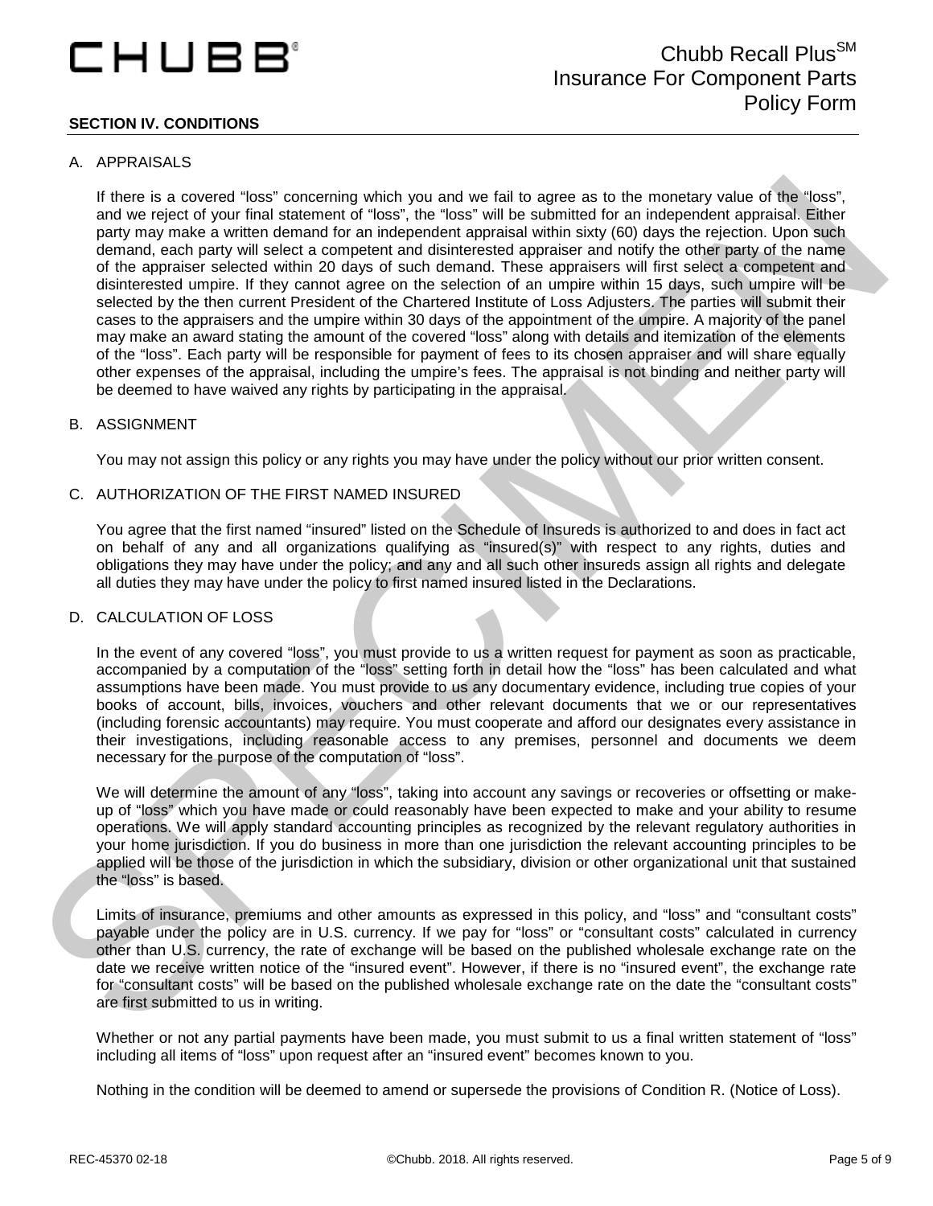## SECTION IV. CONDITIONS

A. APPRAISALS

If there is a covered "loss" concerning which you and we fail to agree as to the monetary value of the "loss", and we reject of your final statement of "loss", the "loss" will be submitted for an independent appraisal. Either party may make a written demand for an independent appraisal within sixty (60) days the rejection. Upon such demand, each party will select a competent and disinterested appraiser and notify the other party of the name of the appraiser selected within 20 days of such demand. These appraisers will first select a competent and disinterested umpire. If they cannot agree on the selection of an umpire within 15 days, such umpire will be selected by the then current President of the Chartered Institute of Loss Adjusters. The parties will submit their cases to the appraisers and the umpire within 30 days of the appointment of the umpire. A majority of the panel may make an award stating the amount of the covered "loss" along with details and itemization of the elements of the "loss". Each party will be responsible for payment of fees to its chosen appraiser and will share equally other expenses of the appraisal, including the umpire's fees. The appraisal is not binding and neither party will be deemed to have waived any rights by participating in the appraisal.

B. ASSIGNMENT

You may not assign this policy or any rights you may have under the policy without our prior written consent.

C. AUTHORIZATION OF THE FIRST NAMED INSURED

You agree that the first named "insured" listed on the Schedule of Insureds is authorized to and does in fact act on behalf of any and all organizations qualifying as "insured(s)" with respect to any rights, duties and obligations they may have under the policy; and any and all such other insureds assign all rights and delegate all duties they may have under the policy to first named insured listed in the Declarations.

D. CALCULATION OF LOSS

In the event of any covered "loss", you must provide to us a written request for payment as soon as practicable, accompanied by a computation of the "loss" setting forth in detail how the "loss" has been calculated and what assumptions have been made. You must provide to us any documentary evidence, including true copies of your books of account, bills, invoices, vouchers and other relevant documents that we or our representatives (including forensic accountants) may require. You must cooperate and afford our designates every assistance in their investigations, including reasonable access to any premises, personnel and documents we deem necessary for the purpose of the computation of "loss".

We will determine the amount of any "loss", taking into account any savings or recoveries or offsetting or make-up of "loss" which you have made or could reasonably have been expected to make and your ability to resume operations. We will apply standard accounting principles as recognized by the relevant regulatory authorities in your home jurisdiction. If you do business in more than one jurisdiction the relevant accounting principles to be applied will be those of the jurisdiction in which the subsidiary, division or other organizational unit that sustained the "loss" is based.

Limits of insurance, premiums and other amounts as expressed in this policy, and "loss" and "consultant costs" payable under the policy are in U.S. currency. If we pay for "loss" or "consultant costs" calculated in currency other than U.S. currency, the rate of exchange will be based on the published wholesale exchange rate on the date we receive written notice of the "insured event". However, if there is no "insured event", the exchange rate for "consultant costs" will be based on the published wholesale exchange rate on the date the "consultant costs" are first submitted to us in writing.

Whether or not any partial payments have been made, you must submit to us a final written statement of "loss" including all items of "loss" upon request after an "insured event" becomes known to you.

Nothing in the condition will be deemed to amend or supersede the provisions of Condition R. (Notice of Loss).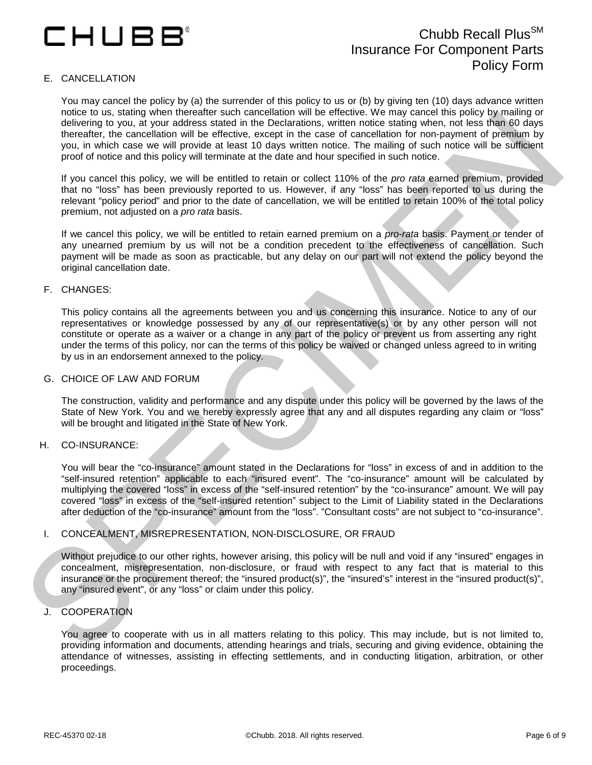### E. CANCELLATION

You may cancel the policy by (a) the surrender of this policy to us or (b) by giving ten (10) days advance written notice to us, stating when thereafter such cancellation will be effective. We may cancel this policy by mailing or delivering to you, at your address stated in the Declarations, written notice stating when, not less than 60 days thereafter, the cancellation will be effective, except in the case of cancellation for non-payment of premium by you, in which case we will provide at least 10 days written notice. The mailing of such notice will be sufficient proof of notice and this policy will terminate at the date and hour specified in such notice.

If you cancel this policy, we will be entitled to retain or collect 110% of the *pro rata* earned premium, provided that no "loss" has been previously reported to us. However, if any "loss" has been reported to us during the relevant "policy period" and prior to the date of cancellation, we will be entitled to retain 100% of the total policy premium, not adjusted on a *pro rata* basis.

If we cancel this policy, we will be entitled to retain earned premium on a *pro-rata* basis. Payment or tender of any unearned premium by us will not be a condition precedent to the effectiveness of cancellation. Such payment will be made as soon as practicable, but any delay on our part will not extend the policy beyond the original cancellation date.

### F. CHANGES:

This policy contains all the agreements between you and us concerning this insurance. Notice to any of our representatives or knowledge possessed by any of our representative(s) or by any other person will not constitute or operate as a waiver or a change in any part of the policy or prevent us from asserting any right under the terms of this policy, nor can the terms of this policy be waived or changed unless agreed to in writing by us in an endorsement annexed to the policy.

### G. CHOICE OF LAW AND FORUM

The construction, validity and performance and any dispute under this policy will be governed by the laws of the State of New York. You and we hereby expressly agree that any and all disputes regarding any claim or "loss" will be brought and litigated in the State of New York.

### H. CO-INSURANCE:

You will bear the "co-insurance" amount stated in the Declarations for "loss" in excess of and in addition to the "self-insured retention" applicable to each "insured event". The "co-insurance" amount will be calculated by multiplying the covered "loss" in excess of the "self-insured retention" by the "co-insurance" amount. We will pay covered "loss" in excess of the "self-insured retention" subject to the Limit of Liability stated in the Declarations after deduction of the "co-insurance" amount from the "loss". "Consultant costs" are not subject to "co-insurance".

### I. CONCEALMENT, MISREPRESENTATION, NON-DISCLOSURE, OR FRAUD

Without prejudice to our other rights, however arising, this policy will be null and void if any "insured" engages in concealment, misrepresentation, non-disclosure, or fraud with respect to any fact that is material to this insurance or the procurement thereof; the "insured product(s)", the "insured's" interest in the "insured product(s)", any "insured event", or any "loss" or claim under this policy.

### J. COOPERATION

You agree to cooperate with us in all matters relating to this policy. This may include, but is not limited to, providing information and documents, attending hearings and trials, securing and giving evidence, obtaining the attendance of witnesses, assisting in effecting settlements, and in conducting litigation, arbitration, or other proceedings.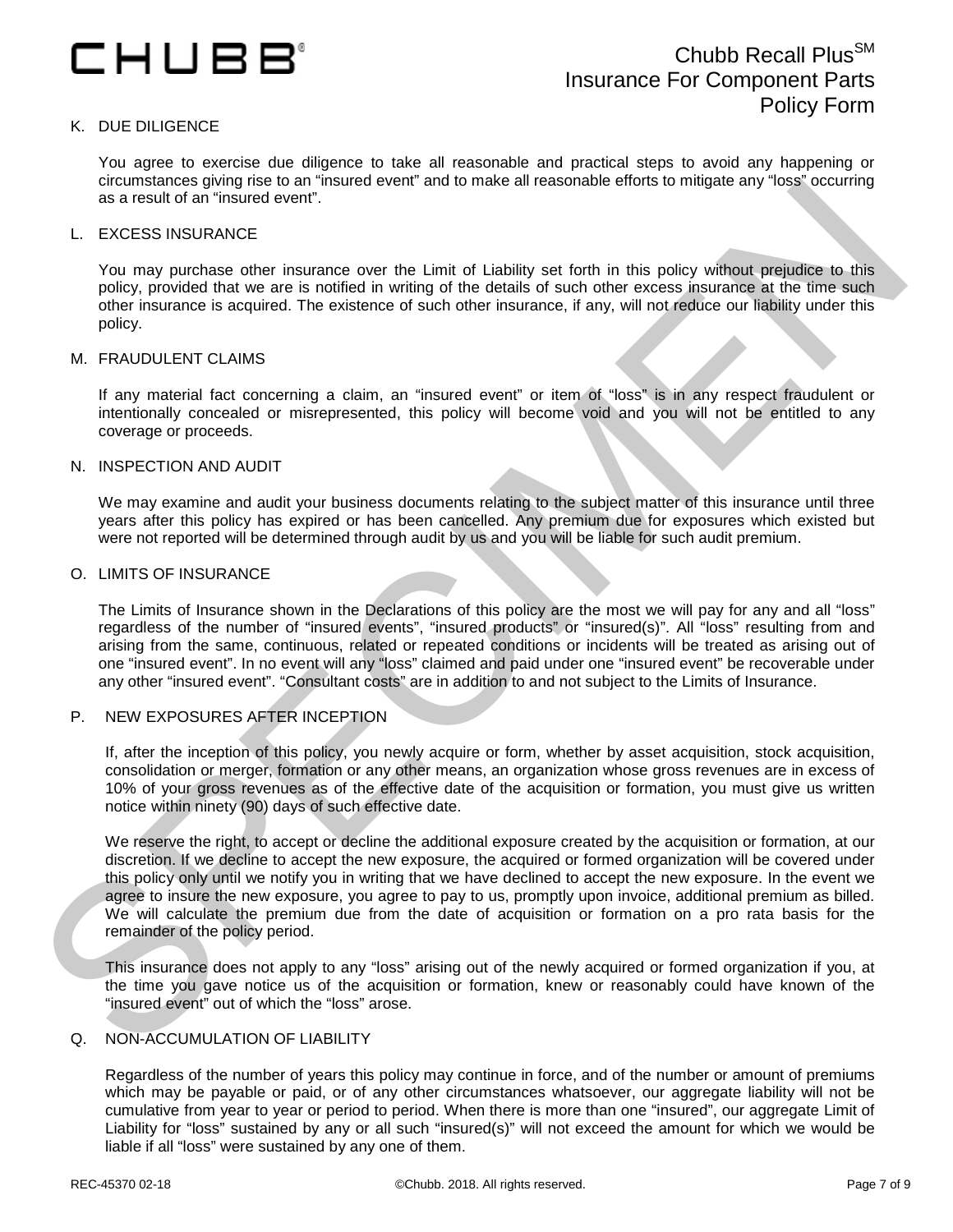K. DUE DILIGENCE

You agree to exercise due diligence to take all reasonable and practical steps to avoid any happening or circumstances giving rise to an "insured event" and to make all reasonable efforts to mitigate any "loss" occurring as a result of an "insured event".

L. EXCESS INSURANCE

You may purchase other insurance over the Limit of Liability set forth in this policy without prejudice to this policy, provided that we are is notified in writing of the details of such other excess insurance at the time such other insurance is acquired. The existence of such other insurance, if any, will not reduce our liability under this policy.

M. FRAUDULENT CLAIMS

If any material fact concerning a claim, an "insured event" or item of "loss" is in any respect fraudulent or intentionally concealed or misrepresented, this policy will become void and you will not be entitled to any coverage or proceeds.

N. INSPECTION AND AUDIT

We may examine and audit your business documents relating to the subject matter of this insurance until three years after this policy has expired or has been cancelled. Any premium due for exposures which existed but were not reported will be determined through audit by us and you will be liable for such audit premium.

O. LIMITS OF INSURANCE

The Limits of Insurance shown in the Declarations of this policy are the most we will pay for any and all "loss" regardless of the number of "insured events", "insured products" or "insured(s)". All "loss" resulting from and arising from the same, continuous, related or repeated conditions or incidents will be treated as arising out of one "insured event". In no event will any "loss" claimed and paid under one "insured event" be recoverable under any other "insured event". "Consultant costs" are in addition to and not subject to the Limits of Insurance.

P. NEW EXPOSURES AFTER INCEPTION

If, after the inception of this policy, you newly acquire or form, whether by asset acquisition, stock acquisition, consolidation or merger, formation or any other means, an organization whose gross revenues are in excess of 10% of your gross revenues as of the effective date of the acquisition or formation, you must give us written notice within ninety (90) days of such effective date.

We reserve the right, to accept or decline the additional exposure created by the acquisition or formation, at our discretion. If we decline to accept the new exposure, the acquired or formed organization will be covered under this policy only until we notify you in writing that we have declined to accept the new exposure. In the event we agree to insure the new exposure, you agree to pay to us, promptly upon invoice, additional premium as billed. We will calculate the premium due from the date of acquisition or formation on a pro rata basis for the remainder of the policy period.

This insurance does not apply to any "loss" arising out of the newly acquired or formed organization if you, at the time you gave notice us of the acquisition or formation, knew or reasonably could have known of the "insured event" out of which the "loss" arose.

Q. NON-ACCUMULATION OF LIABILITY

Regardless of the number of years this policy may continue in force, and of the number or amount of premiums which may be payable or paid, or of any other circumstances whatsoever, our aggregate liability will not be cumulative from year to year or period to period. When there is more than one "insured", our aggregate Limit of Liability for "loss" sustained by any or all such "insured(s)" will not exceed the amount for which we would be liable if all "loss" were sustained by any one of them.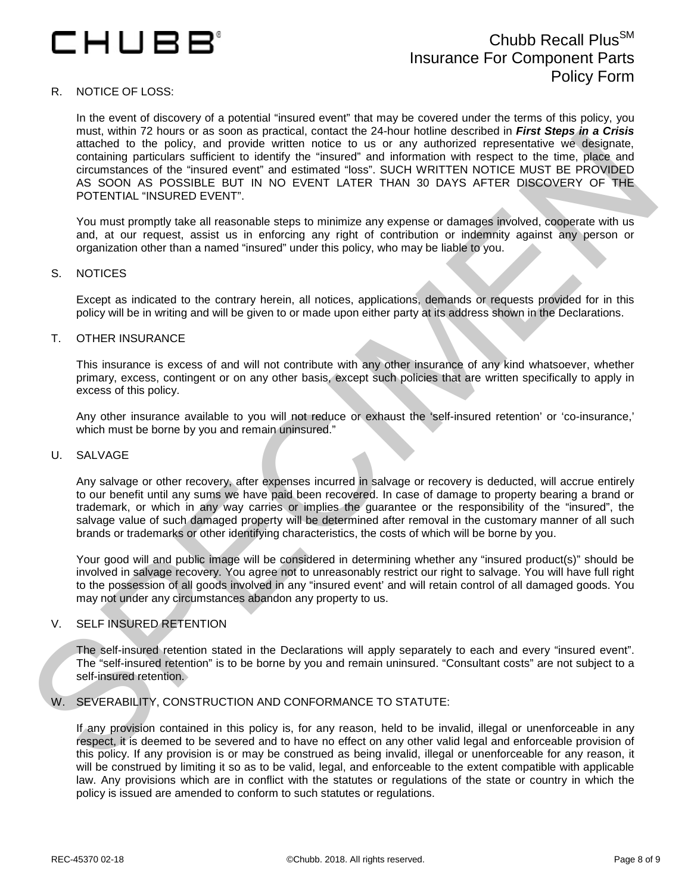R. NOTICE OF LOSS:

In the event of discovery of a potential "insured event" that may be covered under the terms of this policy, you must, within 72 hours or as soon as practical, contact the 24-hour hotline described in ***First Steps in a Crisis*** attached to the policy, and provide written notice to us or any authorized representative we designate, containing particulars sufficient to identify the "insured" and information with respect to the time, place and circumstances of the "insured event" and estimated "loss". SUCH WRITTEN NOTICE MUST BE PROVIDED AS SOON AS POSSIBLE BUT IN NO EVENT LATER THAN 30 DAYS AFTER DISCOVERY OF THE POTENTIAL "INSURED EVENT".

You must promptly take all reasonable steps to minimize any expense or damages involved, cooperate with us and, at our request, assist us in enforcing any right of contribution or indemnity against any person or organization other than a named "insured" under this policy, who may be liable to you.

S. NOTICES

Except as indicated to the contrary herein, all notices, applications, demands or requests provided for in this policy will be in writing and will be given to or made upon either party at its address shown in the Declarations.

T. OTHER INSURANCE

This insurance is excess of and will not contribute with any other insurance of any kind whatsoever, whether primary, excess, contingent or on any other basis, except such policies that are written specifically to apply in excess of this policy.

Any other insurance available to you will not reduce or exhaust the 'self-insured retention' or 'co-insurance,' which must be borne by you and remain uninsured."

U. SALVAGE

Any salvage or other recovery, after expenses incurred in salvage or recovery is deducted, will accrue entirely to our benefit until any sums we have paid been recovered. In case of damage to property bearing a brand or trademark, or which in any way carries or implies the guarantee or the responsibility of the "insured", the salvage value of such damaged property will be determined after removal in the customary manner of all such brands or trademarks or other identifying characteristics, the costs of which will be borne by you.

Your good will and public image will be considered in determining whether any "insured product(s)" should be involved in salvage recovery. You agree not to unreasonably restrict our right to salvage. You will have full right to the possession of all goods involved in any "insured event' and will retain control of all damaged goods. You may not under any circumstances abandon any property to us.

V. SELF INSURED RETENTION

The self-insured retention stated in the Declarations will apply separately to each and every "insured event". The "self-insured retention" is to be borne by you and remain uninsured. "Consultant costs" are not subject to a self-insured retention.

W. SEVERABILITY, CONSTRUCTION AND CONFORMANCE TO STATUTE:

If any provision contained in this policy is, for any reason, held to be invalid, illegal or unenforceable in any respect, it is deemed to be severed and to have no effect on any other valid legal and enforceable provision of this policy. If any provision is or may be construed as being invalid, illegal or unenforceable for any reason, it will be construed by limiting it so as to be valid, legal, and enforceable to the extent compatible with applicable law. Any provisions which are in conflict with the statutes or regulations of the state or country in which the policy is issued are amended to conform to such statutes or regulations.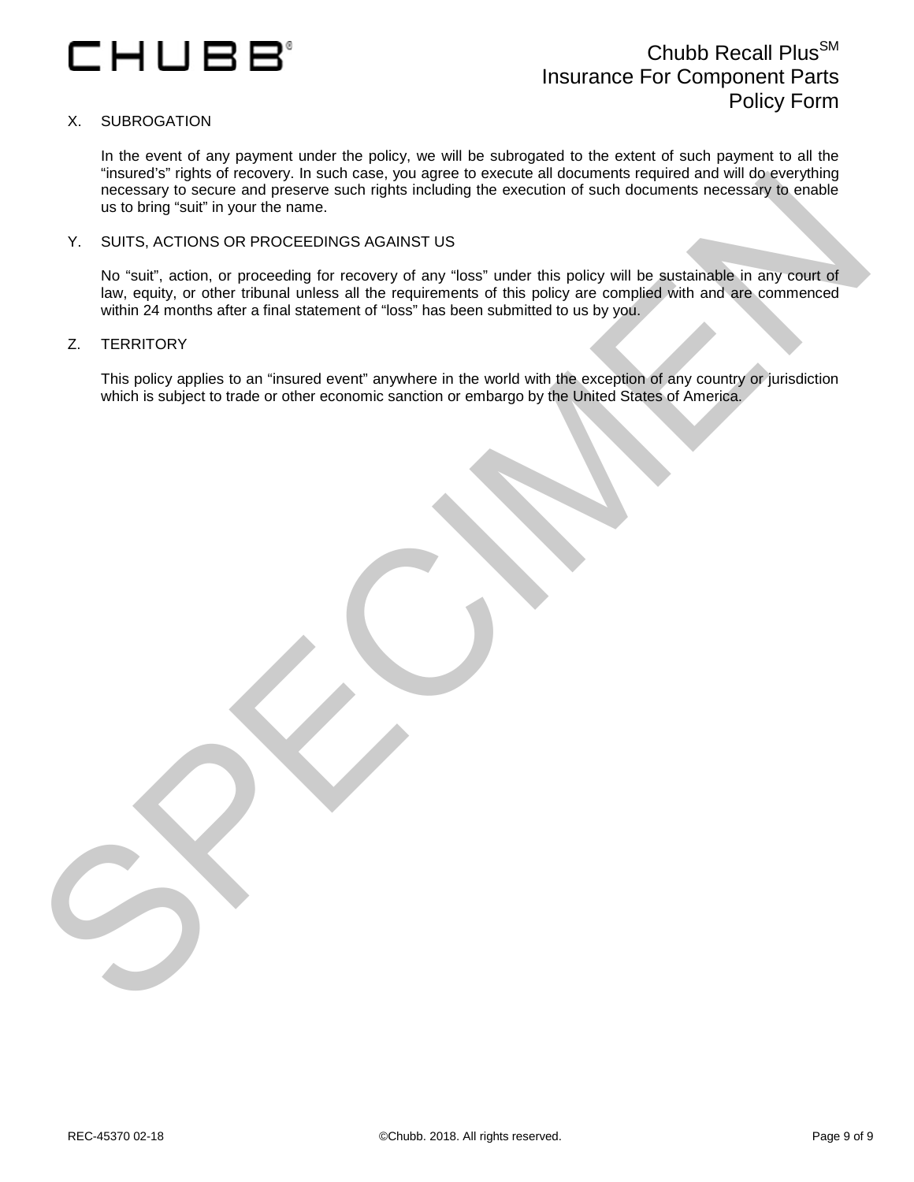X. SUBROGATION

In the event of any payment under the policy, we will be subrogated to the extent of such payment to all the "insured's" rights of recovery. In such case, you agree to execute all documents required and will do everything necessary to secure and preserve such rights including the execution of such documents necessary to enable us to bring "suit" in your the name.

Y. SUITS, ACTIONS OR PROCEEDINGS AGAINST US

No "suit", action, or proceeding for recovery of any "loss" under this policy will be sustainable in any court of law, equity, or other tribunal unless all the requirements of this policy are complied with and are commenced within 24 months after a final statement of "loss" has been submitted to us by you.

Z. TERRITORY

This policy applies to an "insured event" anywhere in the world with the exception of any country or jurisdiction which is subject to trade or other economic sanction or embargo by the United States of America.